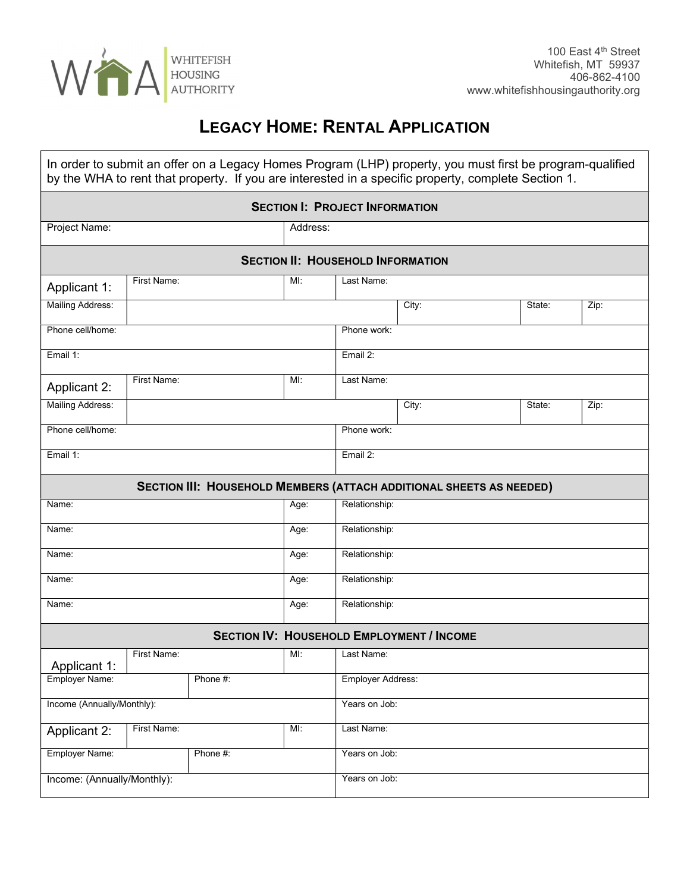WHITEFISH HOUSING AUTHORITY

100 East 4th Street
Whitefish, MT 59937
406-862-4100
www.whitefishhousingauthority.org

# LEGACY HOME: RENTAL APPLICATION

In order to submit an offer on a Legacy Homes Program (LHP) property, you must first be program-qualified by the WHA to rent that property. If you are interested in a specific property, complete Section 1.

## SECTION I: PROJECT INFORMATION

| Project Name: | Address: |
|---|---|

## SECTION II: HOUSEHOLD INFORMATION

| Applicant 1: | First Name: | MI: | Last Name: | | |
|---|---|---|---|---|---|
| Mailing Address: | | | City: | State: | Zip: |
| Phone cell/home: | | | Phone work: | | |
| Email 1: | | | Email 2: | | |
| Applicant 2: | First Name: | MI: | Last Name: | | |
| Mailing Address: | | | City: | State: | Zip: |
| Phone cell/home: | | | Phone work: | | |
| Email 1: | | | Email 2: | | |

## SECTION III: HOUSEHOLD MEMBERS (ATTACH ADDITIONAL SHEETS AS NEEDED)

| Name: | Age: | Relationship: |
|---|---|---|
| Name: | Age: | Relationship: |
| Name: | Age: | Relationship: |
| Name: | Age: | Relationship: |
| Name: | Age: | Relationship: |

## SECTION IV: HOUSEHOLD EMPLOYMENT / INCOME

| Applicant 1: | First Name: | MI: | Last Name: |
|---|---|---|---|
| Employer Name: | Phone #: | | Employer Address: |
| Income (Annually/Monthly): | | | Years on Job: |
| Applicant 2: | First Name: | MI: | Last Name: |
| Employer Name: | Phone #: | | Years on Job: |
| Income: (Annually/Monthly): | | | Years on Job: |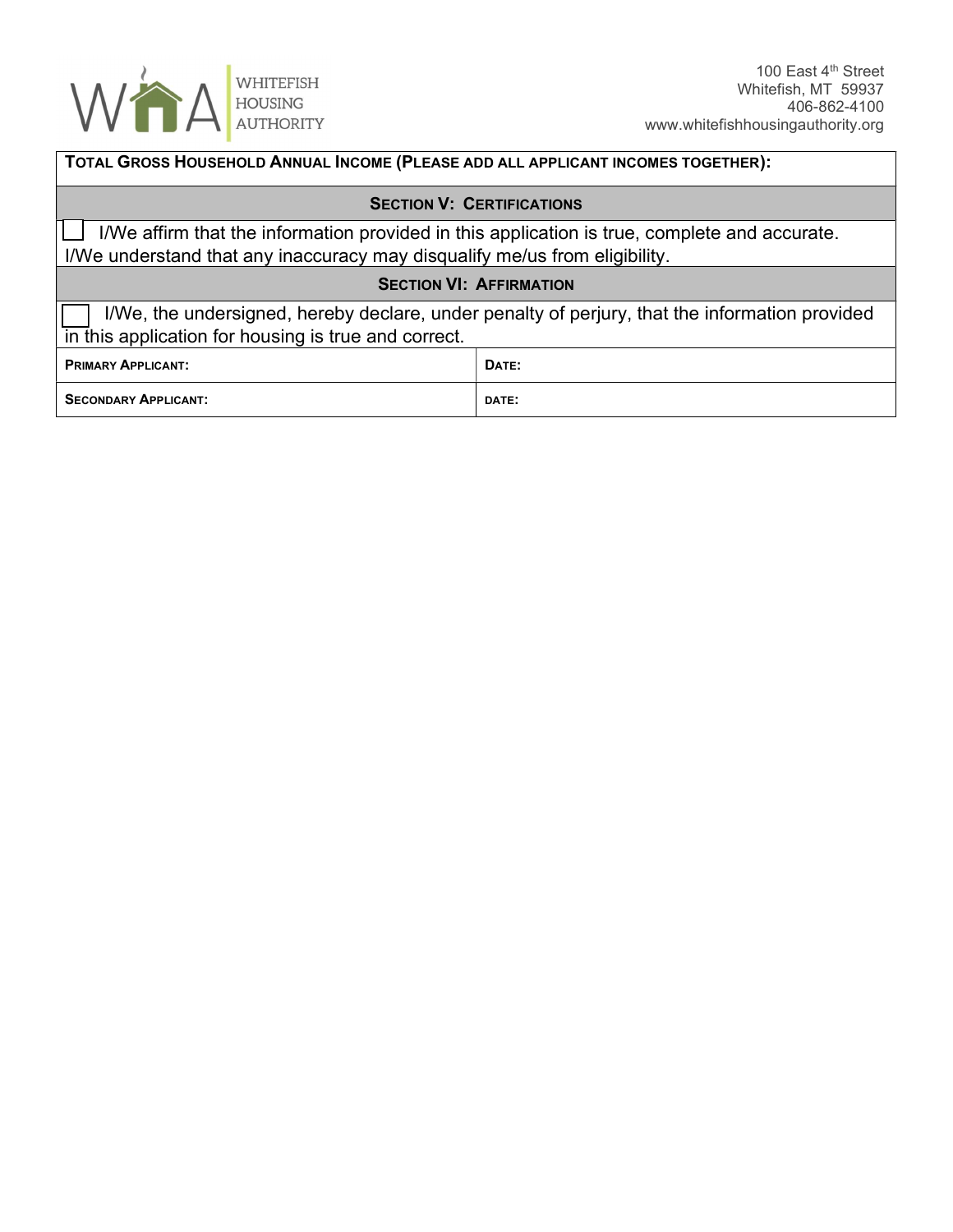**TOTAL GROSS HOUSEHOLD ANNUAL INCOME (PLEASE ADD ALL APPLICANT INCOMES TOGETHER):**

## SECTION V: CERTIFICATIONS

☐ I/We affirm that the information provided in this application is true, complete and accurate. I/We understand that any inaccuracy may disqualify me/us from eligibility.

## SECTION VI: AFFIRMATION

☐ I/We, the undersigned, hereby declare, under penalty of perjury, that the information provided in this application for housing is true and correct.

| **PRIMARY APPLICANT:** | **DATE:** |
| --- | --- |
| **SECONDARY APPLICANT:** | **DATE:** |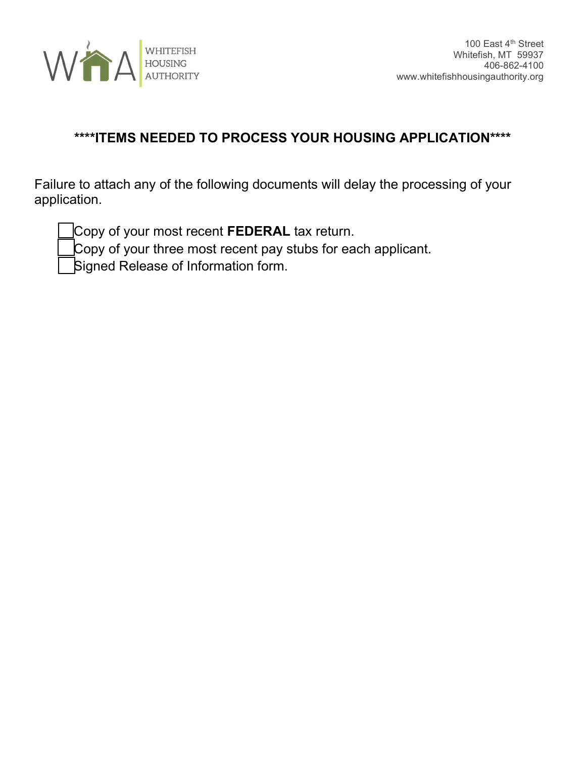WHITEFISH HOUSING AUTHORITY

100 East 4th Street
Whitefish, MT 59937
406-862-4100
www.whitefishhousingauthority.org

## ****ITEMS NEEDED TO PROCESS YOUR HOUSING APPLICATION****

Failure to attach any of the following documents will delay the processing of your application.

- ☐ Copy of your most recent **FEDERAL** tax return.
- ☐ Copy of your three most recent pay stubs for each applicant.
- ☐ Signed Release of Information form.